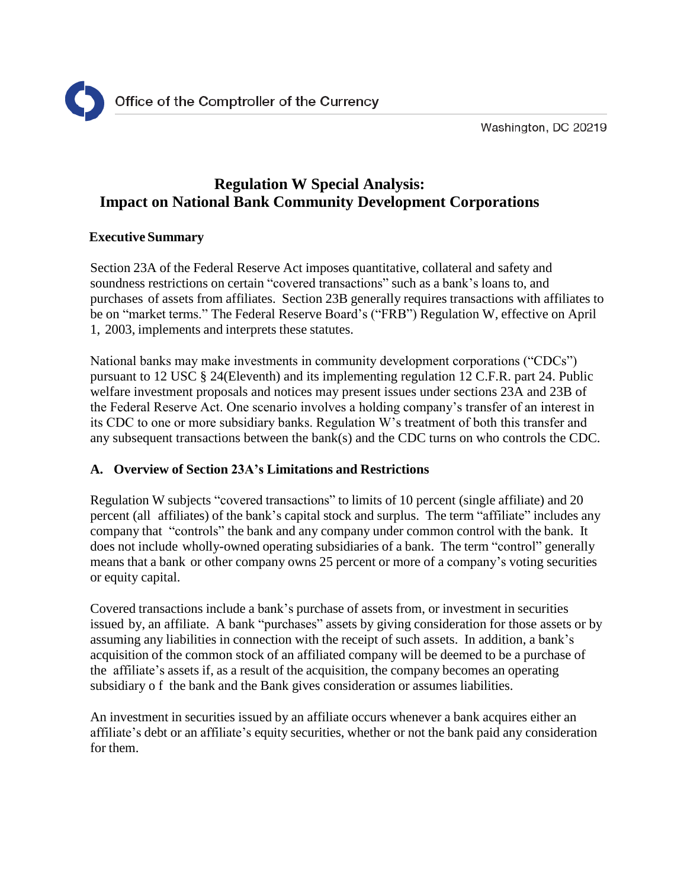Office of the Comptroller of the Currency

Washington, DC 20219

# Regulation W Special Analysis: Impact on National Bank Community Development Corporations

## Executive Summary

Section 23A of the Federal Reserve Act imposes quantitative, collateral and safety and soundness restrictions on certain "covered transactions" such as a bank's loans to, and purchases of assets from affiliates. Section 23B generally requires transactions with affiliates to be on "market terms." The Federal Reserve Board's ("FRB") Regulation W, effective on April 1, 2003, implements and interprets these statutes.

National banks may make investments in community development corporations ("CDCs") pursuant to 12 USC § 24(Eleventh) and its implementing regulation 12 C.F.R. part 24. Public welfare investment proposals and notices may present issues under sections 23A and 23B of the Federal Reserve Act. One scenario involves a holding company's transfer of an interest in its CDC to one or more subsidiary banks. Regulation W's treatment of both this transfer and any subsequent transactions between the bank(s) and the CDC turns on who controls the CDC.

## A. Overview of Section 23A's Limitations and Restrictions

Regulation W subjects "covered transactions" to limits of 10 percent (single affiliate) and 20 percent (all affiliates) of the bank's capital stock and surplus. The term "affiliate" includes any company that "controls" the bank and any company under common control with the bank. It does not include wholly-owned operating subsidiaries of a bank. The term "control" generally means that a bank or other company owns 25 percent or more of a company's voting securities or equity capital.

Covered transactions include a bank's purchase of assets from, or investment in securities issued by, an affiliate. A bank "purchases" assets by giving consideration for those assets or by assuming any liabilities in connection with the receipt of such assets. In addition, a bank's acquisition of the common stock of an affiliated company will be deemed to be a purchase of the affiliate's assets if, as a result of the acquisition, the company becomes an operating subsidiary o f the bank and the Bank gives consideration or assumes liabilities.

An investment in securities issued by an affiliate occurs whenever a bank acquires either an affiliate's debt or an affiliate's equity securities, whether or not the bank paid any consideration for them.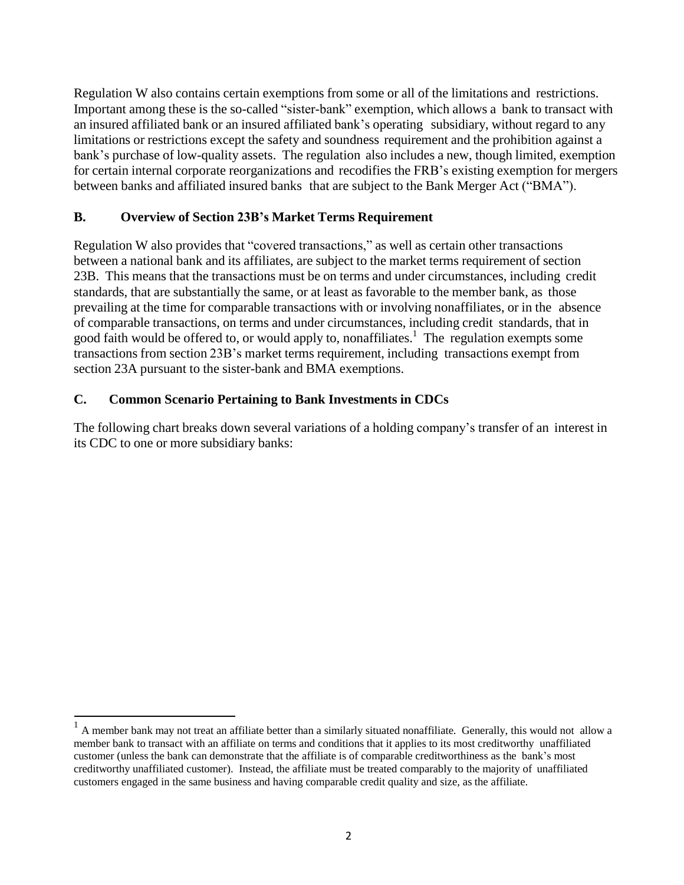Regulation W also contains certain exemptions from some or all of the limitations and restrictions. Important among these is the so-called "sister-bank" exemption, which allows a bank to transact with an insured affiliated bank or an insured affiliated bank's operating subsidiary, without regard to any limitations or restrictions except the safety and soundness requirement and the prohibition against a bank's purchase of low-quality assets. The regulation also includes a new, though limited, exemption for certain internal corporate reorganizations and recodifies the FRB's existing exemption for mergers between banks and affiliated insured banks that are subject to the Bank Merger Act ("BMA").

## B. Overview of Section 23B's Market Terms Requirement

Regulation W also provides that "covered transactions," as well as certain other transactions between a national bank and its affiliates, are subject to the market terms requirement of section 23B. This means that the transactions must be on terms and under circumstances, including credit standards, that are substantially the same, or at least as favorable to the member bank, as those prevailing at the time for comparable transactions with or involving nonaffiliates, or in the absence of comparable transactions, on terms and under circumstances, including credit standards, that in good faith would be offered to, or would apply to, nonaffiliates.[1] The regulation exempts some transactions from section 23B's market terms requirement, including transactions exempt from section 23A pursuant to the sister-bank and BMA exemptions.

## C. Common Scenario Pertaining to Bank Investments in CDCs

The following chart breaks down several variations of a holding company's transfer of an interest in its CDC to one or more subsidiary banks:

[1] A member bank may not treat an affiliate better than a similarly situated nonaffiliate. Generally, this would not allow a member bank to transact with an affiliate on terms and conditions that it applies to its most creditworthy unaffiliated customer (unless the bank can demonstrate that the affiliate is of comparable creditworthiness as the bank's most creditworthy unaffiliated customer). Instead, the affiliate must be treated comparably to the majority of unaffiliated customers engaged in the same business and having comparable credit quality and size, as the affiliate.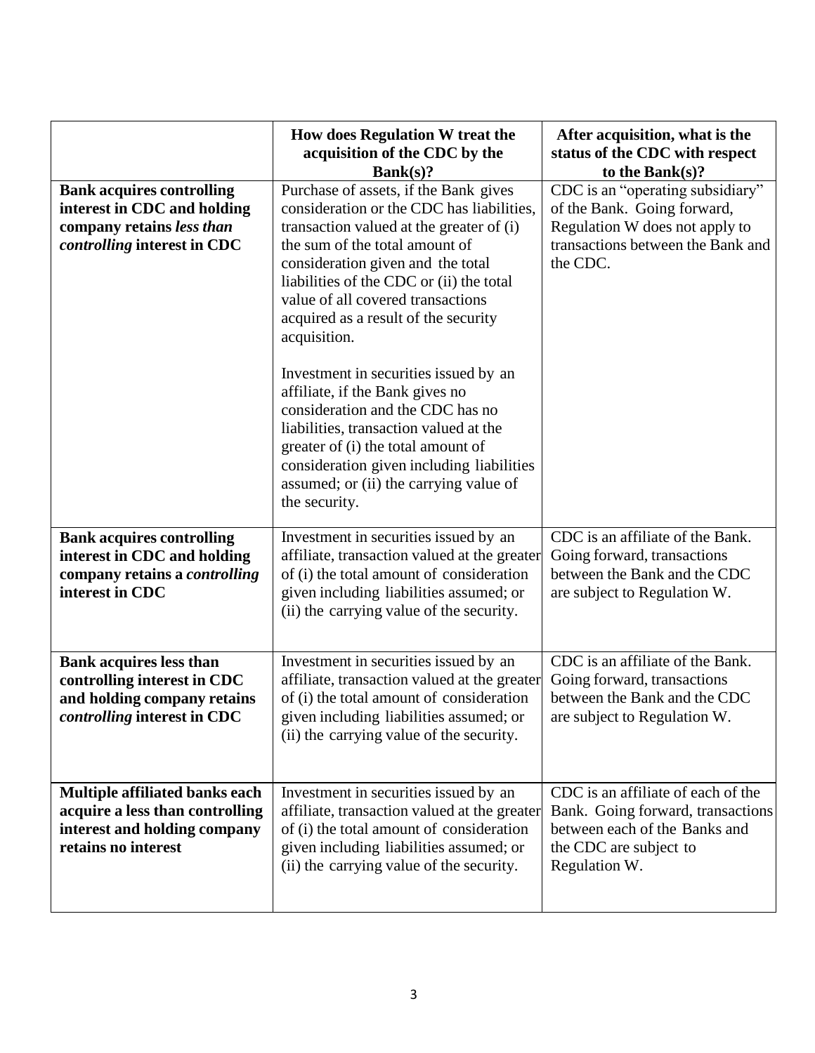| | How does Regulation W treat the acquisition of the CDC by the Bank(s)? | After acquisition, what is the status of the CDC with respect to the Bank(s)? |
|---|---|---|
| **Bank acquires controlling interest in CDC and holding company retains *less than controlling* interest in CDC** | Purchase of assets, if the Bank gives consideration or the CDC has liabilities, transaction valued at the greater of (i) the sum of the total amount of consideration given and the total liabilities of the CDC or (ii) the total value of all covered transactions acquired as a result of the security acquisition.<br><br>Investment in securities issued by an affiliate, if the Bank gives no consideration and the CDC has no liabilities, transaction valued at the greater of (i) the total amount of consideration given including liabilities assumed; or (ii) the carrying value of the security. | CDC is an "operating subsidiary" of the Bank. Going forward, Regulation W does not apply to transactions between the Bank and the CDC. |
| **Bank acquires controlling interest in CDC and holding company retains a *controlling* interest in CDC** | Investment in securities issued by an affiliate, transaction valued at the greater of (i) the total amount of consideration given including liabilities assumed; or (ii) the carrying value of the security. | CDC is an affiliate of the Bank. Going forward, transactions between the Bank and the CDC are subject to Regulation W. |
| **Bank acquires less than controlling interest in CDC and holding company retains *controlling* interest in CDC** | Investment in securities issued by an affiliate, transaction valued at the greater of (i) the total amount of consideration given including liabilities assumed; or (ii) the carrying value of the security. | CDC is an affiliate of the Bank. Going forward, transactions between the Bank and the CDC are subject to Regulation W. |
| **Multiple affiliated banks each acquire a less than controlling interest and holding company retains no interest** | Investment in securities issued by an affiliate, transaction valued at the greater of (i) the total amount of consideration given including liabilities assumed; or (ii) the carrying value of the security. | CDC is an affiliate of each of the Bank. Going forward, transactions between each of the Banks and the CDC are subject to Regulation W. |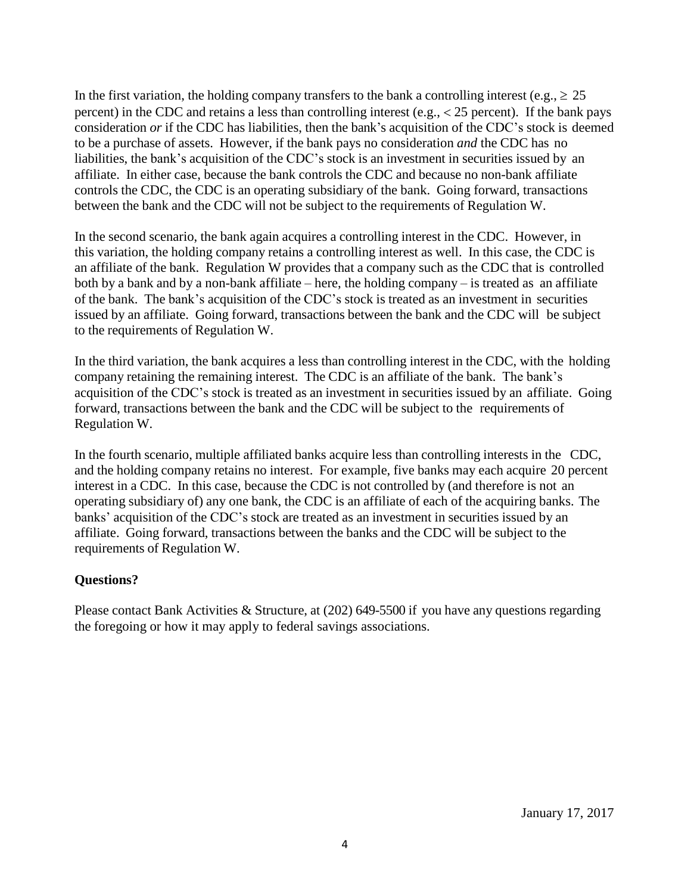In the first variation, the holding company transfers to the bank a controlling interest (e.g., $\geq$ 25 percent) in the CDC and retains a less than controlling interest (e.g., < 25 percent). If the bank pays consideration *or* if the CDC has liabilities, then the bank's acquisition of the CDC's stock is deemed to be a purchase of assets. However, if the bank pays no consideration *and* the CDC has no liabilities, the bank's acquisition of the CDC's stock is an investment in securities issued by an affiliate. In either case, because the bank controls the CDC and because no non-bank affiliate controls the CDC, the CDC is an operating subsidiary of the bank. Going forward, transactions between the bank and the CDC will not be subject to the requirements of Regulation W.

In the second scenario, the bank again acquires a controlling interest in the CDC. However, in this variation, the holding company retains a controlling interest as well. In this case, the CDC is an affiliate of the bank. Regulation W provides that a company such as the CDC that is controlled both by a bank and by a non-bank affiliate – here, the holding company – is treated as an affiliate of the bank. The bank's acquisition of the CDC's stock is treated as an investment in securities issued by an affiliate. Going forward, transactions between the bank and the CDC will be subject to the requirements of Regulation W.

In the third variation, the bank acquires a less than controlling interest in the CDC, with the holding company retaining the remaining interest. The CDC is an affiliate of the bank. The bank's acquisition of the CDC's stock is treated as an investment in securities issued by an affiliate. Going forward, transactions between the bank and the CDC will be subject to the requirements of Regulation W.

In the fourth scenario, multiple affiliated banks acquire less than controlling interests in the CDC, and the holding company retains no interest. For example, five banks may each acquire 20 percent interest in a CDC. In this case, because the CDC is not controlled by (and therefore is not an operating subsidiary of) any one bank, the CDC is an affiliate of each of the acquiring banks. The banks' acquisition of the CDC's stock are treated as an investment in securities issued by an affiliate. Going forward, transactions between the banks and the CDC will be subject to the requirements of Regulation W.

**Questions?**

Please contact Bank Activities & Structure, at (202) 649-5500 if you have any questions regarding the foregoing or how it may apply to federal savings associations.

January 17, 2017